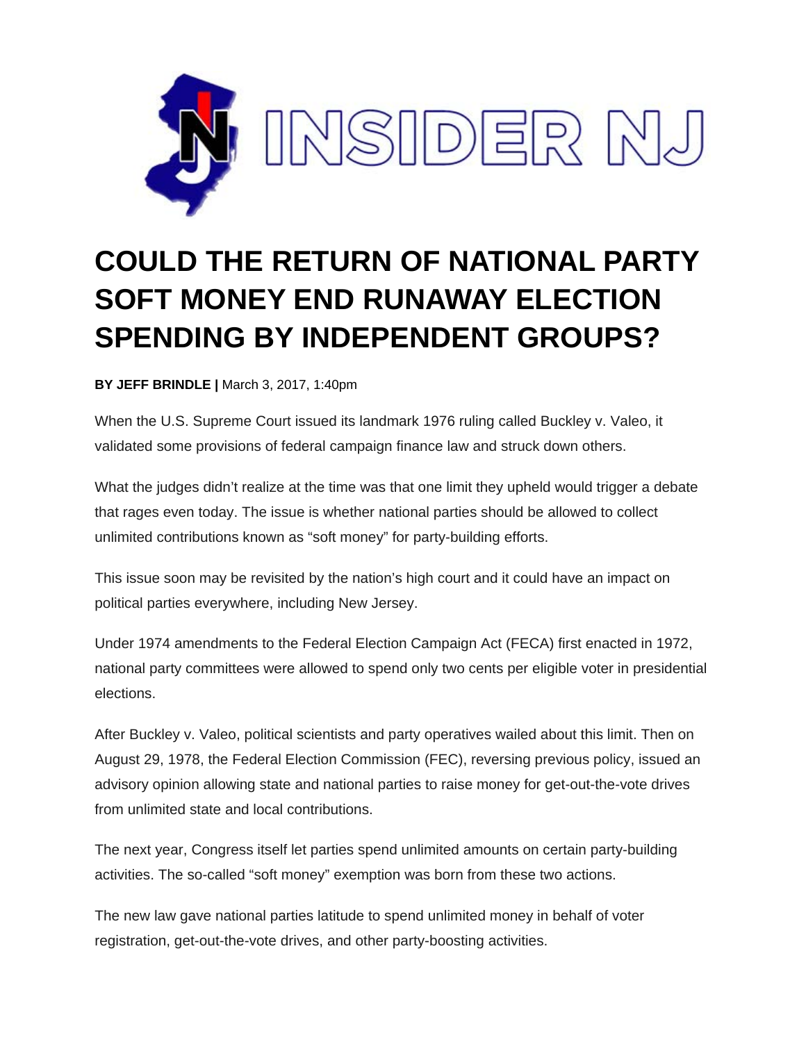INSIDER NJ

# COULD THE RETURN OF NATIONAL PARTY SOFT MONEY END RUNAWAY ELECTION SPENDING BY INDEPENDENT GROUPS?

**BY JEFF BRINDLE |** March 3, 2017, 1:40pm

When the U.S. Supreme Court issued its landmark 1976 ruling called Buckley v. Valeo, it validated some provisions of federal campaign finance law and struck down others.

What the judges didn't realize at the time was that one limit they upheld would trigger a debate that rages even today. The issue is whether national parties should be allowed to collect unlimited contributions known as "soft money" for party-building efforts.

This issue soon may be revisited by the nation's high court and it could have an impact on political parties everywhere, including New Jersey.

Under 1974 amendments to the Federal Election Campaign Act (FECA) first enacted in 1972, national party committees were allowed to spend only two cents per eligible voter in presidential elections.

After Buckley v. Valeo, political scientists and party operatives wailed about this limit. Then on August 29, 1978, the Federal Election Commission (FEC), reversing previous policy, issued an advisory opinion allowing state and national parties to raise money for get-out-the-vote drives from unlimited state and local contributions.

The next year, Congress itself let parties spend unlimited amounts on certain party-building activities. The so-called "soft money" exemption was born from these two actions.

The new law gave national parties latitude to spend unlimited money in behalf of voter registration, get-out-the-vote drives, and other party-boosting activities.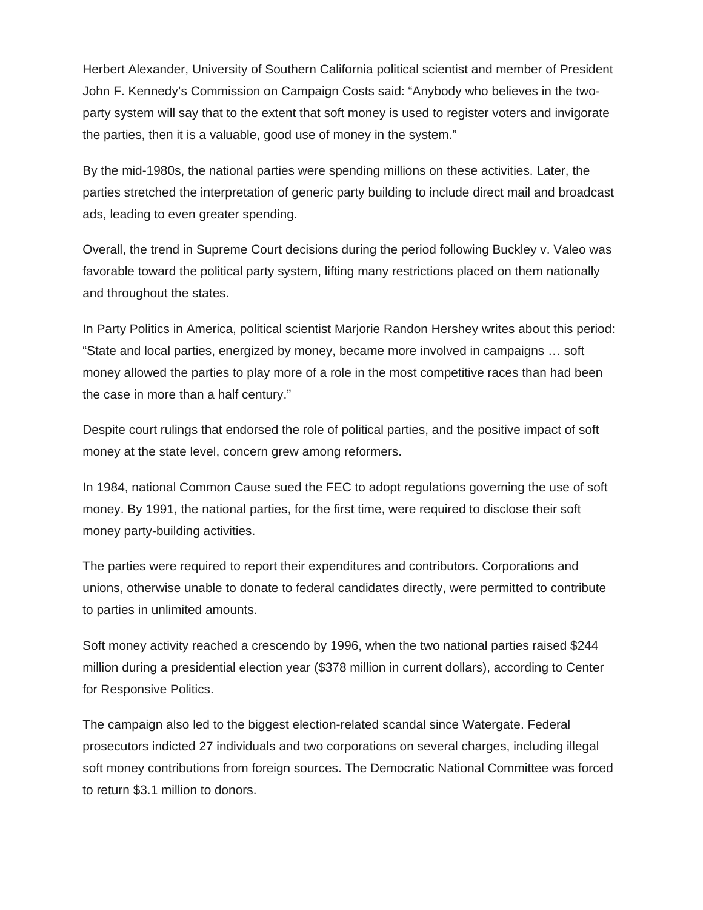Herbert Alexander, University of Southern California political scientist and member of President John F. Kennedy's Commission on Campaign Costs said: "Anybody who believes in the two-party system will say that to the extent that soft money is used to register voters and invigorate the parties, then it is a valuable, good use of money in the system."

By the mid-1980s, the national parties were spending millions on these activities. Later, the parties stretched the interpretation of generic party building to include direct mail and broadcast ads, leading to even greater spending.

Overall, the trend in Supreme Court decisions during the period following Buckley v. Valeo was favorable toward the political party system, lifting many restrictions placed on them nationally and throughout the states.

In Party Politics in America, political scientist Marjorie Randon Hershey writes about this period: "State and local parties, energized by money, became more involved in campaigns … soft money allowed the parties to play more of a role in the most competitive races than had been the case in more than a half century."

Despite court rulings that endorsed the role of political parties, and the positive impact of soft money at the state level, concern grew among reformers.

In 1984, national Common Cause sued the FEC to adopt regulations governing the use of soft money. By 1991, the national parties, for the first time, were required to disclose their soft money party-building activities.

The parties were required to report their expenditures and contributors. Corporations and unions, otherwise unable to donate to federal candidates directly, were permitted to contribute to parties in unlimited amounts.

Soft money activity reached a crescendo by 1996, when the two national parties raised $244 million during a presidential election year ($378 million in current dollars), according to Center for Responsive Politics.

The campaign also led to the biggest election-related scandal since Watergate. Federal prosecutors indicted 27 individuals and two corporations on several charges, including illegal soft money contributions from foreign sources. The Democratic National Committee was forced to return $3.1 million to donors.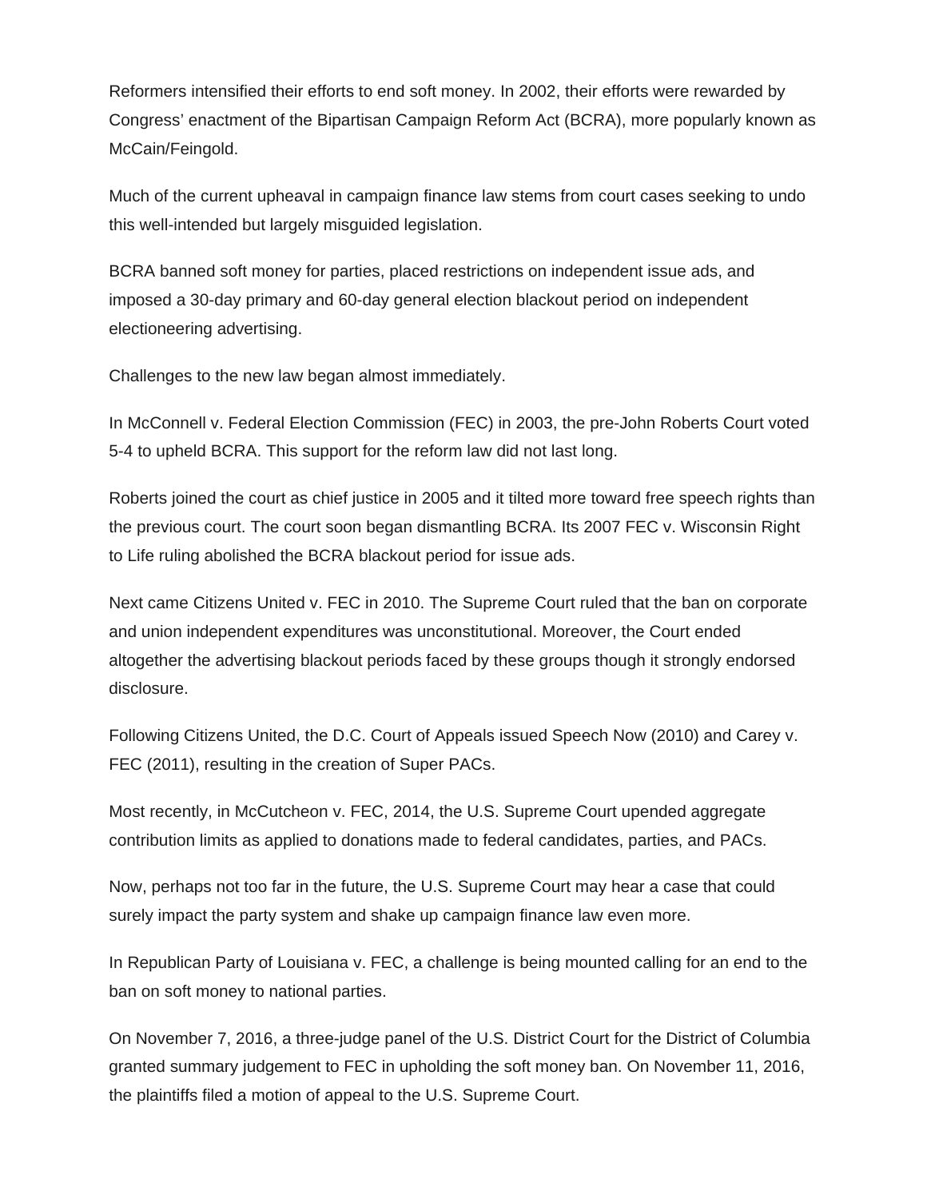Reformers intensified their efforts to end soft money. In 2002, their efforts were rewarded by Congress' enactment of the Bipartisan Campaign Reform Act (BCRA), more popularly known as McCain/Feingold.

Much of the current upheaval in campaign finance law stems from court cases seeking to undo this well-intended but largely misguided legislation.

BCRA banned soft money for parties, placed restrictions on independent issue ads, and imposed a 30-day primary and 60-day general election blackout period on independent electioneering advertising.

Challenges to the new law began almost immediately.

In McConnell v. Federal Election Commission (FEC) in 2003, the pre-John Roberts Court voted 5-4 to upheld BCRA. This support for the reform law did not last long.

Roberts joined the court as chief justice in 2005 and it tilted more toward free speech rights than the previous court. The court soon began dismantling BCRA. Its 2007 FEC v. Wisconsin Right to Life ruling abolished the BCRA blackout period for issue ads.

Next came Citizens United v. FEC in 2010. The Supreme Court ruled that the ban on corporate and union independent expenditures was unconstitutional. Moreover, the Court ended altogether the advertising blackout periods faced by these groups though it strongly endorsed disclosure.

Following Citizens United, the D.C. Court of Appeals issued Speech Now (2010) and Carey v. FEC (2011), resulting in the creation of Super PACs.

Most recently, in McCutcheon v. FEC, 2014, the U.S. Supreme Court upended aggregate contribution limits as applied to donations made to federal candidates, parties, and PACs.

Now, perhaps not too far in the future, the U.S. Supreme Court may hear a case that could surely impact the party system and shake up campaign finance law even more.

In Republican Party of Louisiana v. FEC, a challenge is being mounted calling for an end to the ban on soft money to national parties.

On November 7, 2016, a three-judge panel of the U.S. District Court for the District of Columbia granted summary judgement to FEC in upholding the soft money ban. On November 11, 2016, the plaintiffs filed a motion of appeal to the U.S. Supreme Court.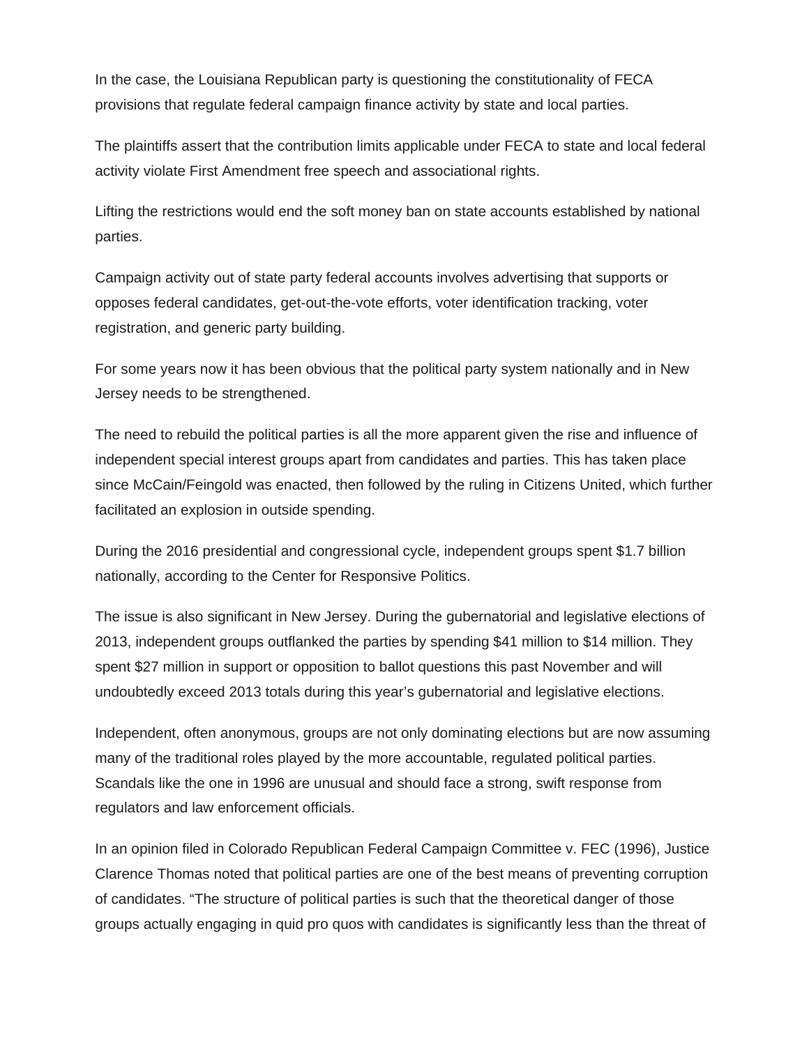In the case, the Louisiana Republican party is questioning the constitutionality of FECA provisions that regulate federal campaign finance activity by state and local parties.

The plaintiffs assert that the contribution limits applicable under FECA to state and local federal activity violate First Amendment free speech and associational rights.

Lifting the restrictions would end the soft money ban on state accounts established by national parties.

Campaign activity out of state party federal accounts involves advertising that supports or opposes federal candidates, get-out-the-vote efforts, voter identification tracking, voter registration, and generic party building.

For some years now it has been obvious that the political party system nationally and in New Jersey needs to be strengthened.

The need to rebuild the political parties is all the more apparent given the rise and influence of independent special interest groups apart from candidates and parties. This has taken place since McCain/Feingold was enacted, then followed by the ruling in Citizens United, which further facilitated an explosion in outside spending.

During the 2016 presidential and congressional cycle, independent groups spent $1.7 billion nationally, according to the Center for Responsive Politics.

The issue is also significant in New Jersey. During the gubernatorial and legislative elections of 2013, independent groups outflanked the parties by spending $41 million to $14 million. They spent $27 million in support or opposition to ballot questions this past November and will undoubtedly exceed 2013 totals during this year's gubernatorial and legislative elections.

Independent, often anonymous, groups are not only dominating elections but are now assuming many of the traditional roles played by the more accountable, regulated political parties. Scandals like the one in 1996 are unusual and should face a strong, swift response from regulators and law enforcement officials.

In an opinion filed in Colorado Republican Federal Campaign Committee v. FEC (1996), Justice Clarence Thomas noted that political parties are one of the best means of preventing corruption of candidates. "The structure of political parties is such that the theoretical danger of those groups actually engaging in quid pro quos with candidates is significantly less than the threat of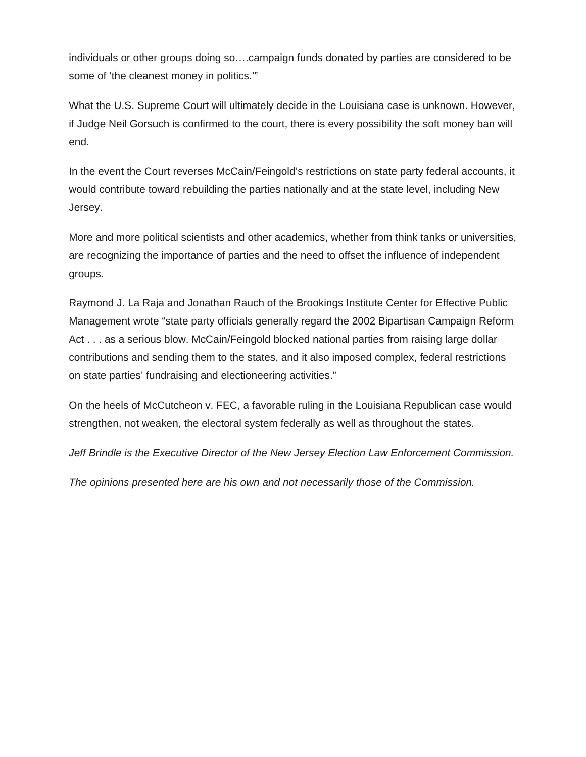individuals or other groups doing so….campaign funds donated by parties are considered to be some of 'the cleanest money in politics.'"

What the U.S. Supreme Court will ultimately decide in the Louisiana case is unknown. However, if Judge Neil Gorsuch is confirmed to the court, there is every possibility the soft money ban will end.

In the event the Court reverses McCain/Feingold's restrictions on state party federal accounts, it would contribute toward rebuilding the parties nationally and at the state level, including New Jersey.

More and more political scientists and other academics, whether from think tanks or universities, are recognizing the importance of parties and the need to offset the influence of independent groups.

Raymond J. La Raja and Jonathan Rauch of the Brookings Institute Center for Effective Public Management wrote "state party officials generally regard the 2002 Bipartisan Campaign Reform Act . . . as a serious blow. McCain/Feingold blocked national parties from raising large dollar contributions and sending them to the states, and it also imposed complex, federal restrictions on state parties' fundraising and electioneering activities."

On the heels of McCutcheon v. FEC, a favorable ruling in the Louisiana Republican case would strengthen, not weaken, the electoral system federally as well as throughout the states.

*Jeff Brindle is the Executive Director of the New Jersey Election Law Enforcement Commission.*

*The opinions presented here are his own and not necessarily those of the Commission.*